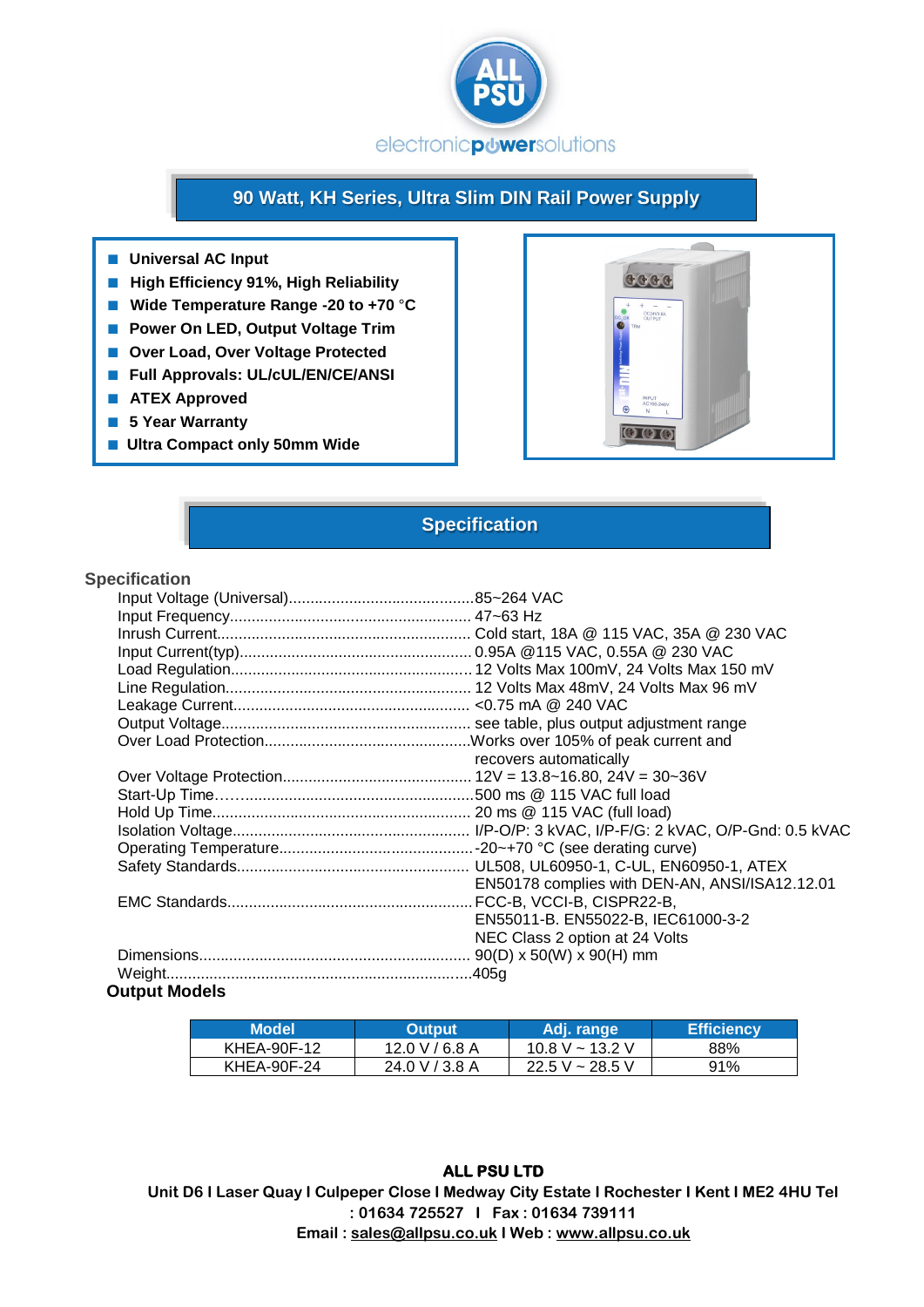ALL PSU

electronicpowersolutions

# 90 Watt, KH Series, Ultra Slim DIN Rail Power Supply

- Universal AC Input
- High Efficiency 91%, High Reliability
- Wide Temperature Range -20 to +70 °C
- Power On LED, Output Voltage Trim
- Over Load, Over Voltage Protected
- Full Approvals: UL/cUL/EN/CE/ANSI
- ATEX Approved
- 5 Year Warranty
- Ultra Compact only 50mm Wide

# Specification

## Specification

Input Voltage (Universal)...........................................85~264 VAC
Input Frequency........................................................ 47~63 Hz
Inrush Current.......................................................... Cold start, 18A @ 115 VAC, 35A @ 230 VAC
Input Current(typ)...................................................... 0.95A @115 VAC, 0.55A @ 230 VAC
Load Regulation........................................................ 12 Volts Max 100mV, 24 Volts Max 150 mV
Line Regulation......................................................... 12 Volts Max 48mV, 24 Volts Max 96 mV
Leakage Current....................................................... <0.75 mA @ 240 VAC
Output Voltage.......................................................... see table, plus output adjustment range
Over Load Protection................................................Works over 105% of peak current and recovers automatically
Over Voltage Protection............................................ 12V = 13.8~16.80, 24V = 30~36V
Start-Up Time….......................................................500 ms @ 115 VAC full load
Hold Up Time............................................................ 20 ms @ 115 VAC (full load)
Isolation Voltage....................................................... I/P-O/P: 3 kVAC, I/P-F/G: 2 kVAC, O/P-Gnd: 0.5 kVAC
Operating Temperature.............................................-20~+70 °C (see derating curve)
Safety Standards...................................................... UL508, UL60950-1, C-UL, EN60950-1, ATEX EN50178 complies with DEN-AN, ANSI/ISA12.12.01
EMC Standards.........................................................FCC-B, VCCI-B, CISPR22-B, EN55011-B. EN55022-B, IEC61000-3-2 NEC Class 2 option at 24 Volts
Dimensions............................................................... 90(D) x 50(W) x 90(H) mm
Weight.......................................................................405g

## Output Models

| Model | Output | Adj. range | Efficiency |
|---|---|---|---|
| KHEA-90F-12 | 12.0 V / 6.8 A | 10.8 V ~ 13.2 V | 88% |
| KHEA-90F-24 | 24.0 V / 3.8 A | 22.5 V ~ 28.5 V | 91% |

**ALL PSU LTD**
**Unit D6 I Laser Quay I Culpeper Close I Medway City Estate I Rochester I Kent I ME2 4HU Tel : 01634 725527 I Fax : 01634 739111**
**Email : sales@allpsu.co.uk I Web : www.allpsu.co.uk**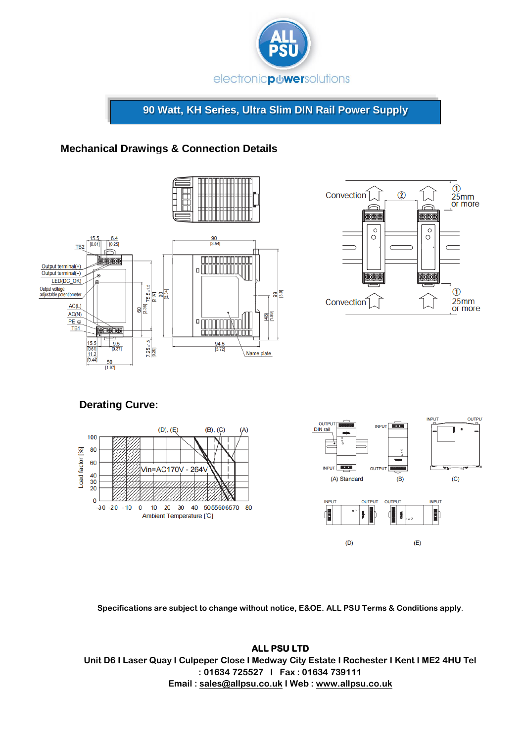## 90 Watt, KH Series, Ultra Slim DIN Rail Power Supply

### Mechanical Drawings & Connection Details

TB2
15.5 [0.61]
6.4 [0.25]
Output terminal(+)
Output terminal(−)
LED(DC_OK)
Output voltage adjustable potentiometer
AC(L)
AC(N)
PE ⊕
TB1
15.5 [0.61]
9.5 [0.37]
11.2 [0.44]
50 [1.97]
60 [2.36]
75.5±1.5 [2.97]
90 [3.54]
7.25±1.5 [0.29]
90 [3.54]
94.5 [3.72]
99 [3.9]
(48) [1.89]
Name plate

Convection
① 25mm or more
②
Convection
① 25mm or more

### Derating Curve:

(D), (E)
(B), (C)
(A)
Load factor [%]
100
80
60
40
30
20
0
Vin=AC170V - 264V
-30 -20 -10 0 10 20 30 40 50 55 60 65 70 80
Ambient Temperature [°C]

OUTPUT
DIN rail
INPUT
(A) Standard
INPUT
OUTPUT
(B)
INPUT
OUTPUT
(C)
INPUT
OUTPUT
(D)
OUTPUT
INPUT
(E)

**Specifications are subject to change without notice, E&OE. ALL PSU Terms & Conditions apply**.

**ALL PSU LTD**
**Unit D6 I Laser Quay I Culpeper Close I Medway City Estate I Rochester I Kent I ME2 4HU Tel : 01634 725527 I Fax : 01634 739111**
**Email : sales@allpsu.co.uk I Web : www.allpsu.co.uk**